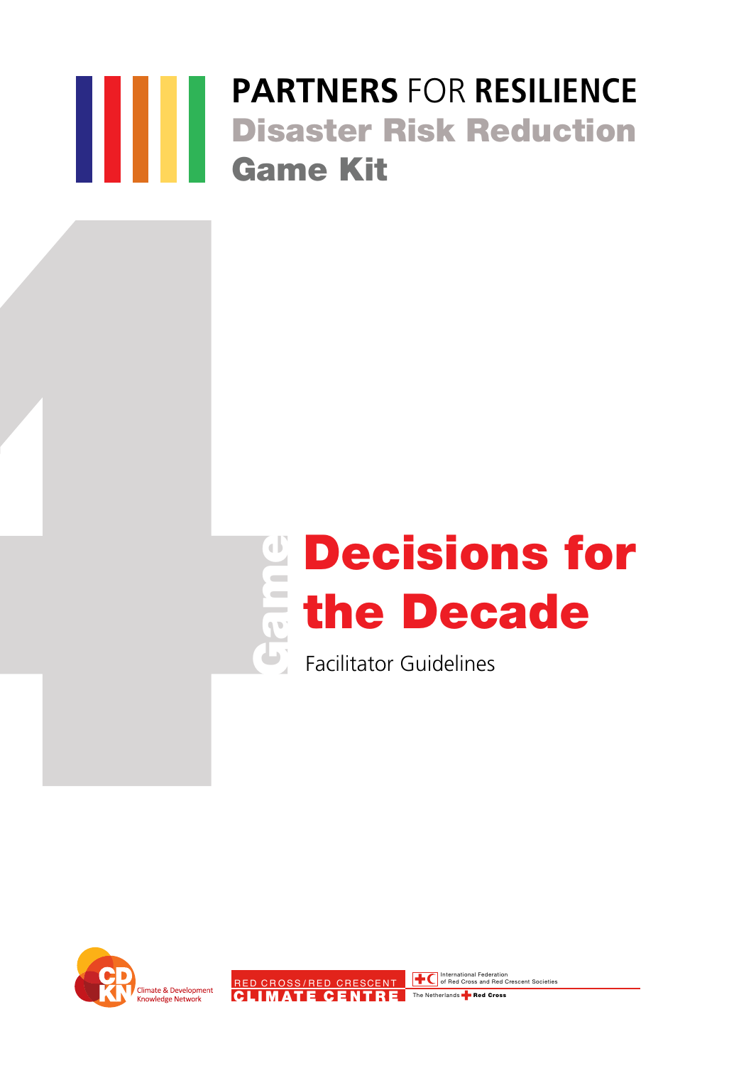**PARTNERS** FOR **RESILIENCE**

**Disaster Risk Reduction**

**Game Kit**

4

Game

# Decisions for the Decade

Facilitator Guidelines

Climate & Development Knowledge Network

RED CROSS / RED CRESCENT CLIMATE CENTRE

International Federation of Red Cross and Red Crescent Societies

The Netherlands Red Cross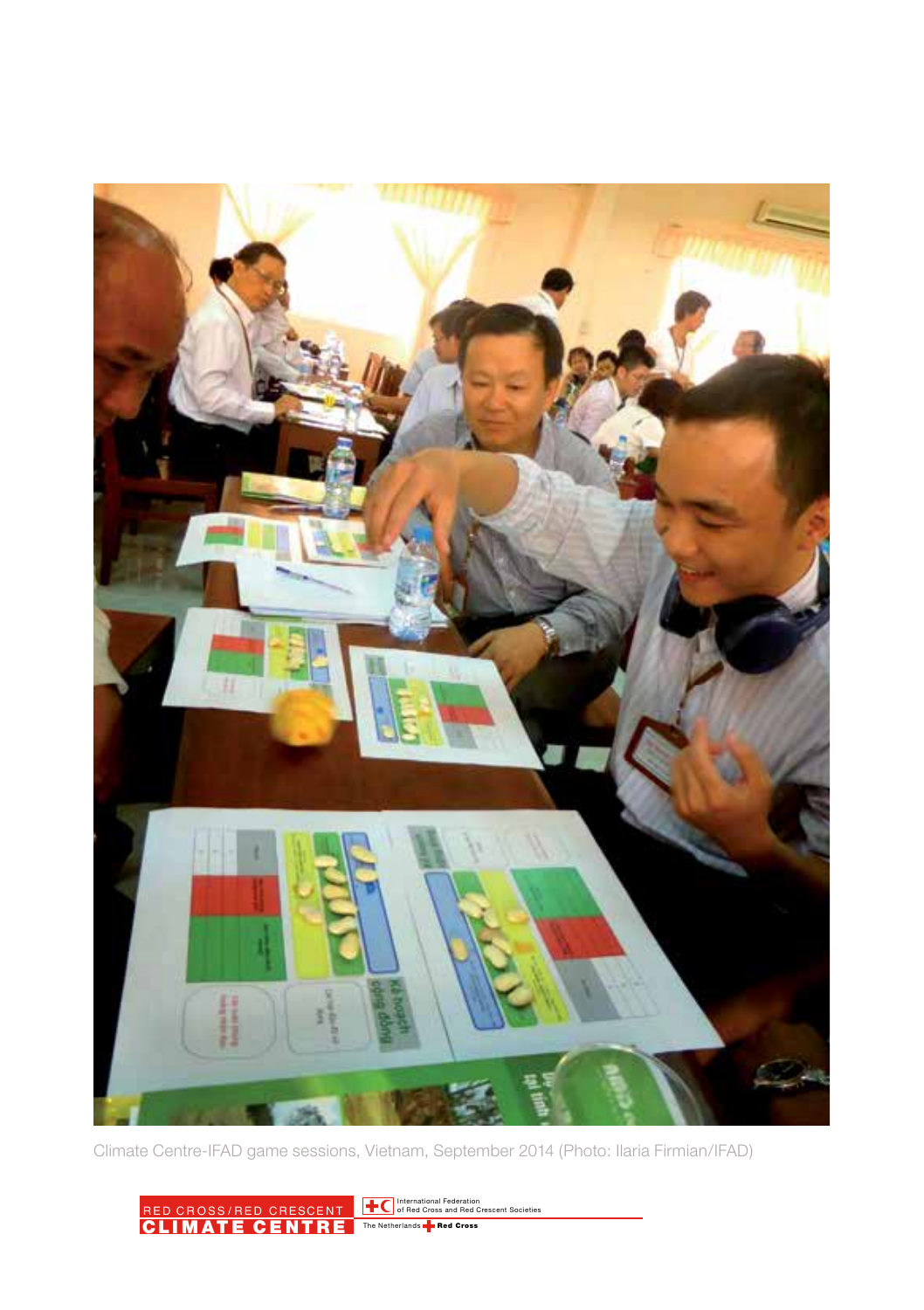Climate Centre-IFAD game sessions, Vietnam, September 2014 (Photo: Ilaria Firmian/IFAD)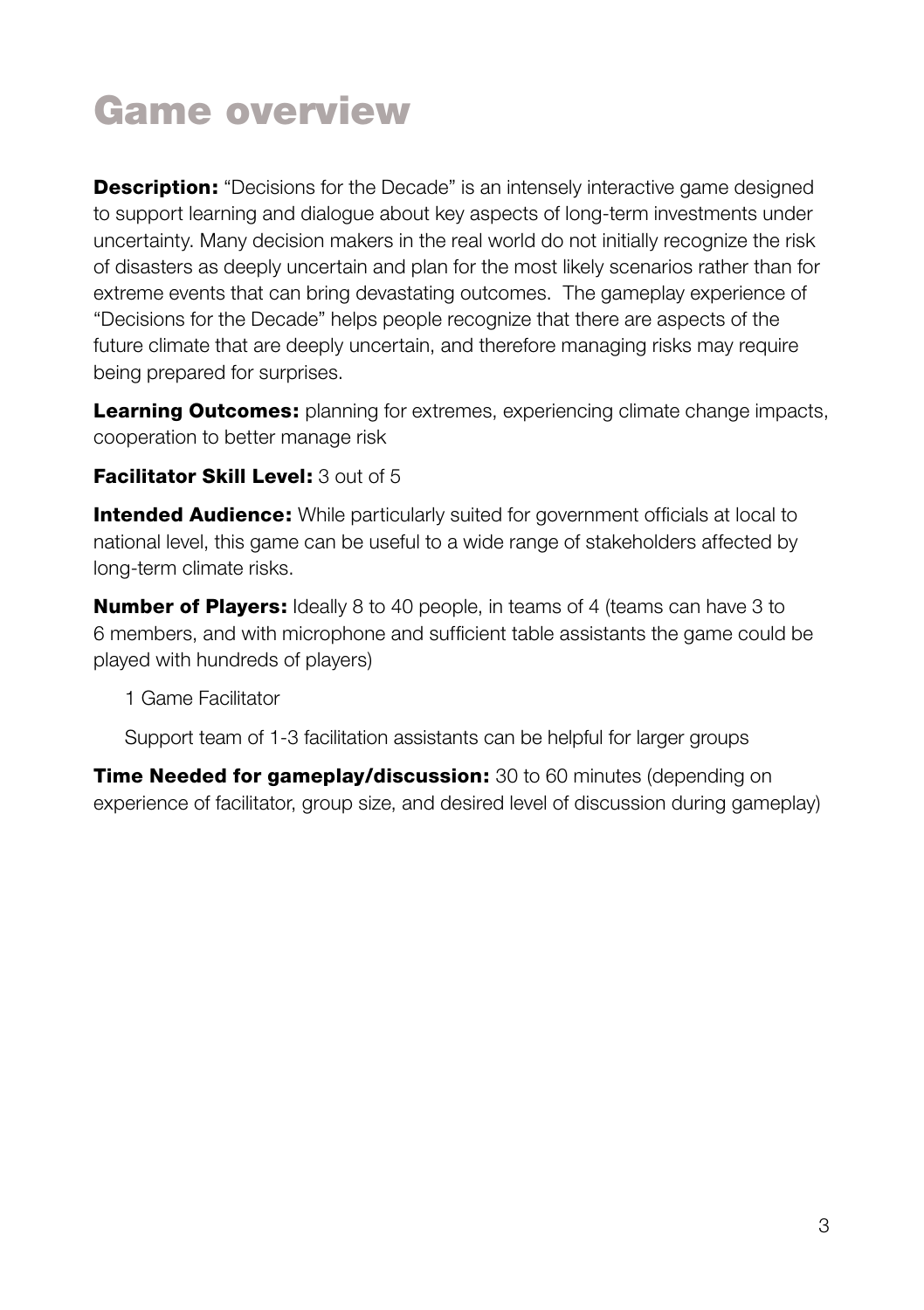# Game overview

**Description:** "Decisions for the Decade" is an intensely interactive game designed to support learning and dialogue about key aspects of long-term investments under uncertainty. Many decision makers in the real world do not initially recognize the risk of disasters as deeply uncertain and plan for the most likely scenarios rather than for extreme events that can bring devastating outcomes. The gameplay experience of "Decisions for the Decade" helps people recognize that there are aspects of the future climate that are deeply uncertain, and therefore managing risks may require being prepared for surprises.

**Learning Outcomes:** planning for extremes, experiencing climate change impacts, cooperation to better manage risk

**Facilitator Skill Level:** 3 out of 5

**Intended Audience:** While particularly suited for government officials at local to national level, this game can be useful to a wide range of stakeholders affected by long-term climate risks.

**Number of Players:** Ideally 8 to 40 people, in teams of 4 (teams can have 3 to 6 members, and with microphone and sufficient table assistants the game could be played with hundreds of players)

1 Game Facilitator

Support team of 1-3 facilitation assistants can be helpful for larger groups

**Time Needed for gameplay/discussion:** 30 to 60 minutes (depending on experience of facilitator, group size, and desired level of discussion during gameplay)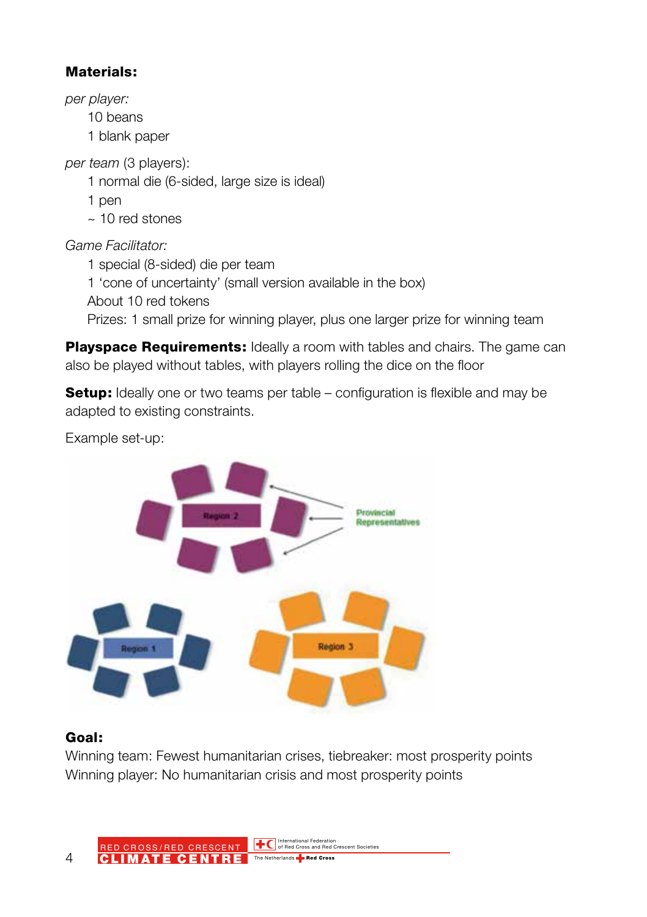**Materials:**

*per player:*

10 beans
1 blank paper

*per team* (3 players):

1 normal die (6-sided, large size is ideal)
1 pen
~ 10 red stones

*Game Facilitator:*

1 special (8-sided) die per team
1 'cone of uncertainty' (small version available in the box)
About 10 red tokens
Prizes: 1 small prize for winning player, plus one larger prize for winning team

**Playspace Requirements:** Ideally a room with tables and chairs. The game can also be played without tables, with players rolling the dice on the floor

**Setup:** Ideally one or two teams per table – configuration is flexible and may be adapted to existing constraints.

Example set-up:

**Goal:**
Winning team: Fewest humanitarian crises, tiebreaker: most prosperity points
Winning player: No humanitarian crisis and most prosperity points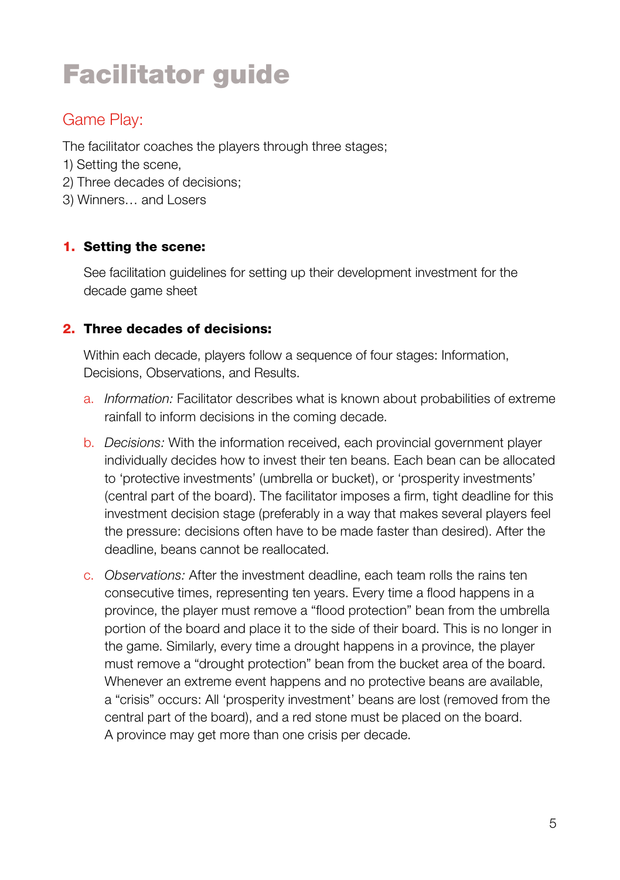# Facilitator guide

## Game Play:

The facilitator coaches the players through three stages;
1) Setting the scene,
2) Three decades of decisions;
3) Winners… and Losers

### 1. Setting the scene:

See facilitation guidelines for setting up their development investment for the decade game sheet

### 2. Three decades of decisions:

Within each decade, players follow a sequence of four stages: Information, Decisions, Observations, and Results.

a. *Information:* Facilitator describes what is known about probabilities of extreme rainfall to inform decisions in the coming decade.

b. *Decisions:* With the information received, each provincial government player individually decides how to invest their ten beans. Each bean can be allocated to 'protective investments' (umbrella or bucket), or 'prosperity investments' (central part of the board). The facilitator imposes a firm, tight deadline for this investment decision stage (preferably in a way that makes several players feel the pressure: decisions often have to be made faster than desired). After the deadline, beans cannot be reallocated.

c. *Observations:* After the investment deadline, each team rolls the rains ten consecutive times, representing ten years. Every time a flood happens in a province, the player must remove a "flood protection" bean from the umbrella portion of the board and place it to the side of their board. This is no longer in the game. Similarly, every time a drought happens in a province, the player must remove a "drought protection" bean from the bucket area of the board. Whenever an extreme event happens and no protective beans are available, a "crisis" occurs: All 'prosperity investment' beans are lost (removed from the central part of the board), and a red stone must be placed on the board. A province may get more than one crisis per decade.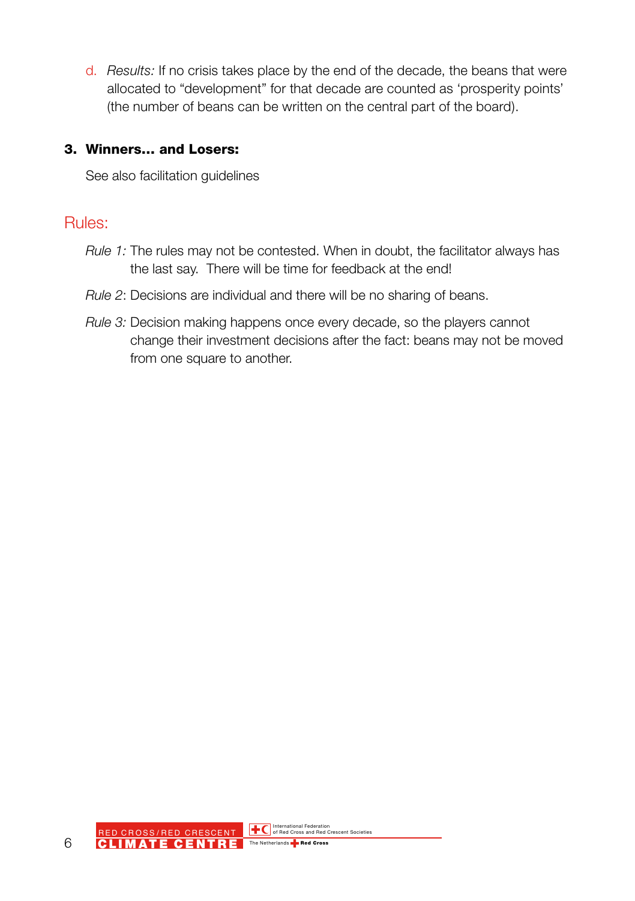d. *Results:* If no crisis takes place by the end of the decade, the beans that were allocated to "development" for that decade are counted as 'prosperity points' (the number of beans can be written on the central part of the board).

### 3. Winners… and Losers:

See also facilitation guidelines

## Rules:

*Rule 1:* The rules may not be contested. When in doubt, the facilitator always has the last say. There will be time for feedback at the end!

*Rule 2*: Decisions are individual and there will be no sharing of beans.

*Rule 3:* Decision making happens once every decade, so the players cannot change their investment decisions after the fact: beans may not be moved from one square to another.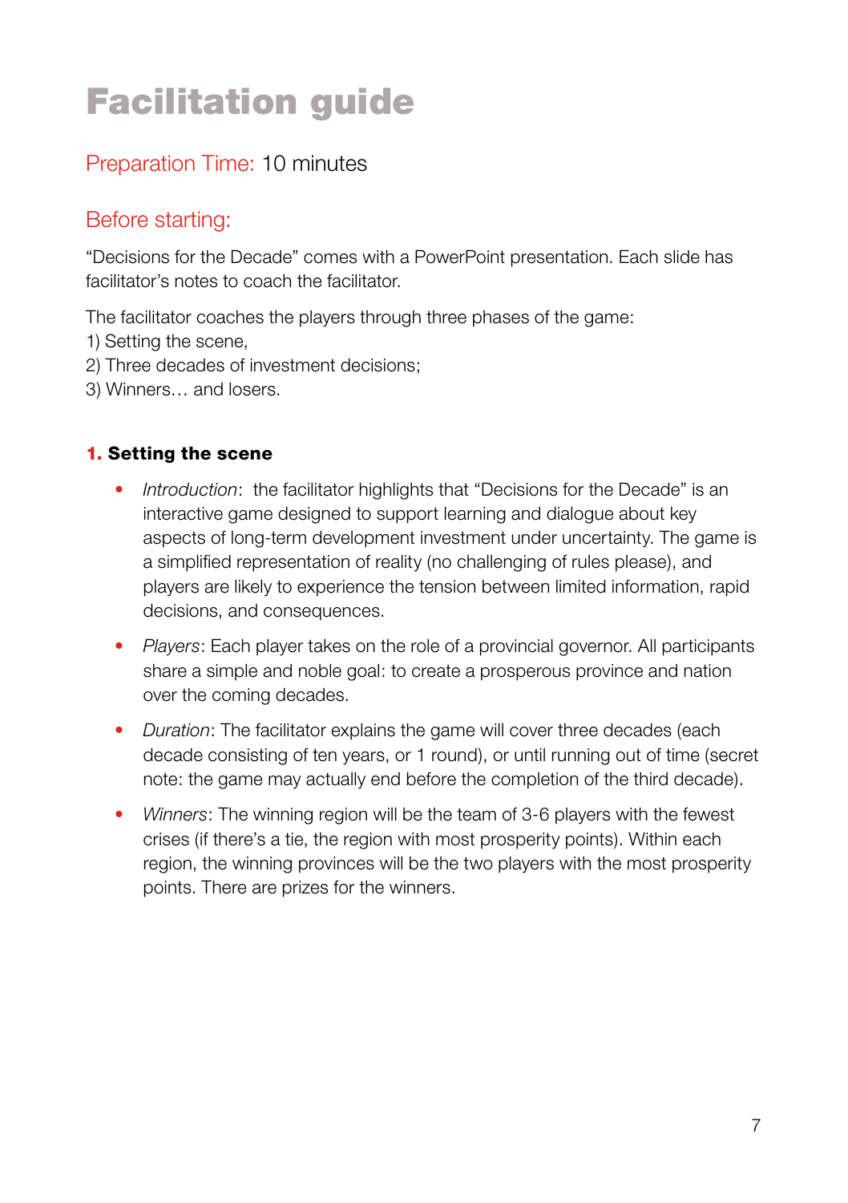# Facilitation guide

## Preparation Time: 10 minutes

## Before starting:

"Decisions for the Decade" comes with a PowerPoint presentation. Each slide has facilitator's notes to coach the facilitator.

The facilitator coaches the players through three phases of the game:
1) Setting the scene,
2) Three decades of investment decisions;
3) Winners… and losers.

### 1. Setting the scene

- *Introduction*: the facilitator highlights that "Decisions for the Decade" is an interactive game designed to support learning and dialogue about key aspects of long-term development investment under uncertainty. The game is a simplified representation of reality (no challenging of rules please), and players are likely to experience the tension between limited information, rapid decisions, and consequences.
- *Players*: Each player takes on the role of a provincial governor. All participants share a simple and noble goal: to create a prosperous province and nation over the coming decades.
- *Duration*: The facilitator explains the game will cover three decades (each decade consisting of ten years, or 1 round), or until running out of time (secret note: the game may actually end before the completion of the third decade).
- *Winners*: The winning region will be the team of 3-6 players with the fewest crises (if there's a tie, the region with most prosperity points). Within each region, the winning provinces will be the two players with the most prosperity points. There are prizes for the winners.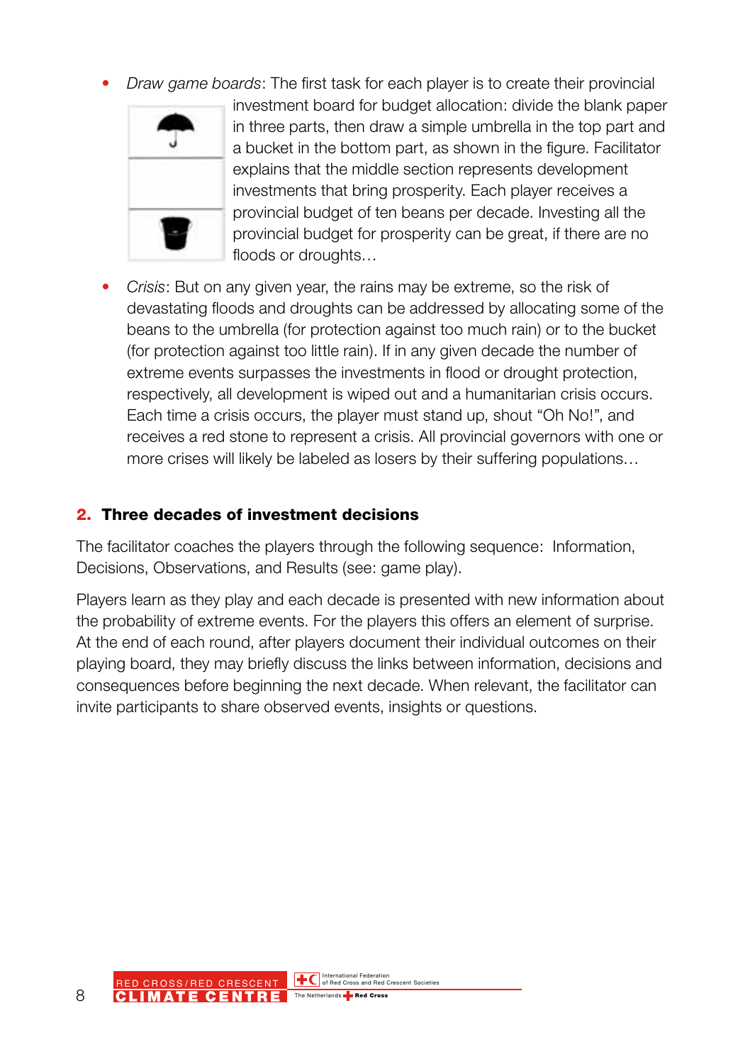- *Draw game boards*: The first task for each player is to create their provincial investment board for budget allocation: divide the blank paper in three parts, then draw a simple umbrella in the top part and a bucket in the bottom part, as shown in the figure. Facilitator explains that the middle section represents development investments that bring prosperity. Each player receives a provincial budget of ten beans per decade. Investing all the provincial budget for prosperity can be great, if there are no floods or droughts…

- *Crisis*: But on any given year, the rains may be extreme, so the risk of devastating floods and droughts can be addressed by allocating some of the beans to the umbrella (for protection against too much rain) or to the bucket (for protection against too little rain). If in any given decade the number of extreme events surpasses the investments in flood or drought protection, respectively, all development is wiped out and a humanitarian crisis occurs. Each time a crisis occurs, the player must stand up, shout "Oh No!", and receives a red stone to represent a crisis. All provincial governors with one or more crises will likely be labeled as losers by their suffering populations…

## 2. Three decades of investment decisions

The facilitator coaches the players through the following sequence: Information, Decisions, Observations, and Results (see: game play).

Players learn as they play and each decade is presented with new information about the probability of extreme events. For the players this offers an element of surprise. At the end of each round, after players document their individual outcomes on their playing board, they may briefly discuss the links between information, decisions and consequences before beginning the next decade. When relevant, the facilitator can invite participants to share observed events, insights or questions.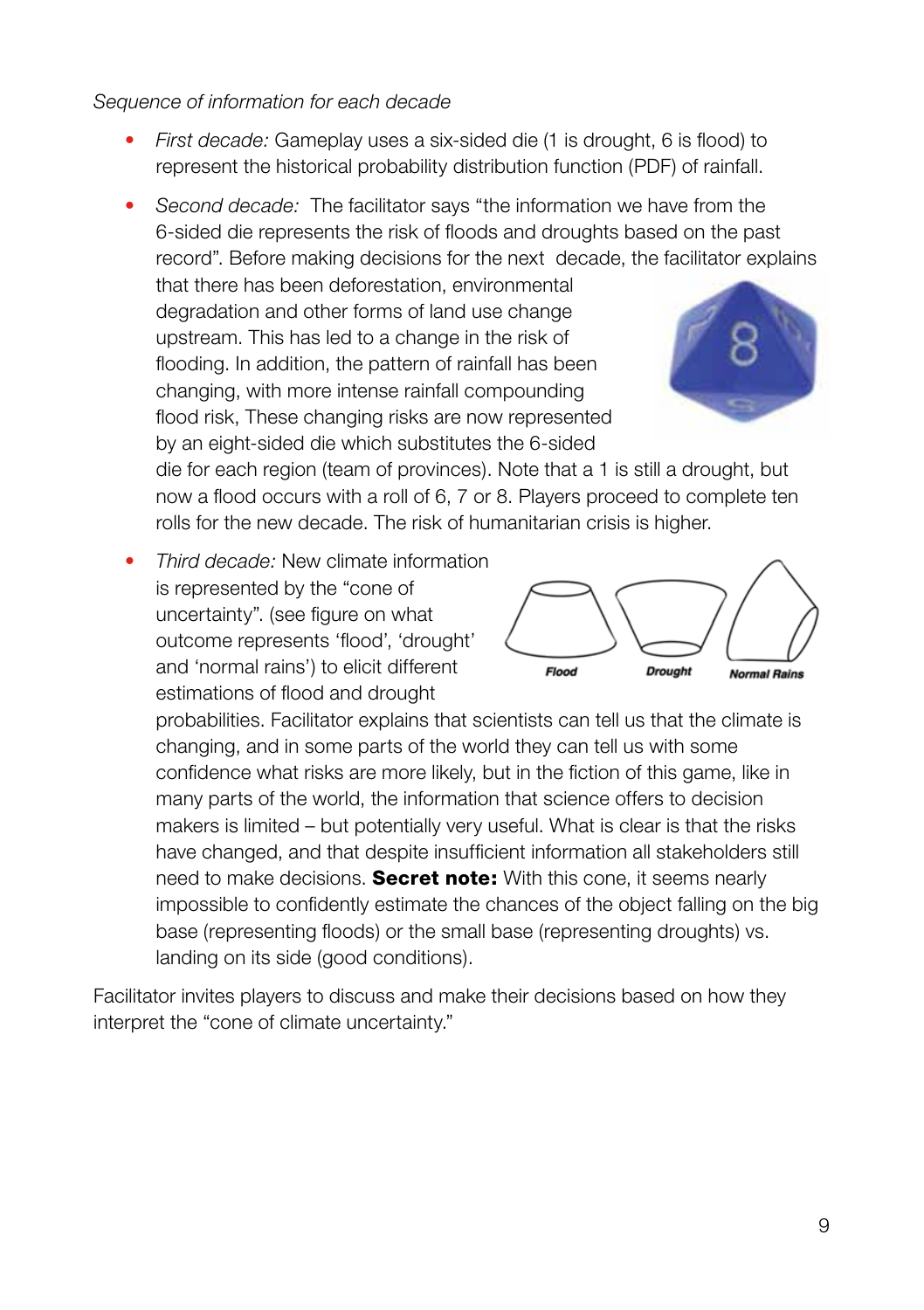*Sequence of information for each decade*

- *First decade:* Gameplay uses a six-sided die (1 is drought, 6 is flood) to represent the historical probability distribution function (PDF) of rainfall.
- *Second decade:* The facilitator says "the information we have from the 6-sided die represents the risk of floods and droughts based on the past record". Before making decisions for the next decade, the facilitator explains that there has been deforestation, environmental degradation and other forms of land use change upstream. This has led to a change in the risk of flooding. In addition, the pattern of rainfall has been changing, with more intense rainfall compounding flood risk, These changing risks are now represented by an eight-sided die which substitutes the 6-sided die for each region (team of provinces). Note that a 1 is still a drought, but now a flood occurs with a roll of 6, 7 or 8. Players proceed to complete ten rolls for the new decade. The risk of humanitarian crisis is higher.
- *Third decade:* New climate information is represented by the "cone of uncertainty". (see figure on what outcome represents 'flood', 'drought' and 'normal rains') to elicit different estimations of flood and drought probabilities. Facilitator explains that scientists can tell us that the climate is changing, and in some parts of the world they can tell us with some confidence what risks are more likely, but in the fiction of this game, like in many parts of the world, the information that science offers to decision makers is limited – but potentially very useful. What is clear is that the risks have changed, and that despite insufficient information all stakeholders still need to make decisions. **Secret note:** With this cone, it seems nearly impossible to confidently estimate the chances of the object falling on the big base (representing floods) or the small base (representing droughts) vs. landing on its side (good conditions).

Flood — Drought — Normal Rains

Facilitator invites players to discuss and make their decisions based on how they interpret the "cone of climate uncertainty."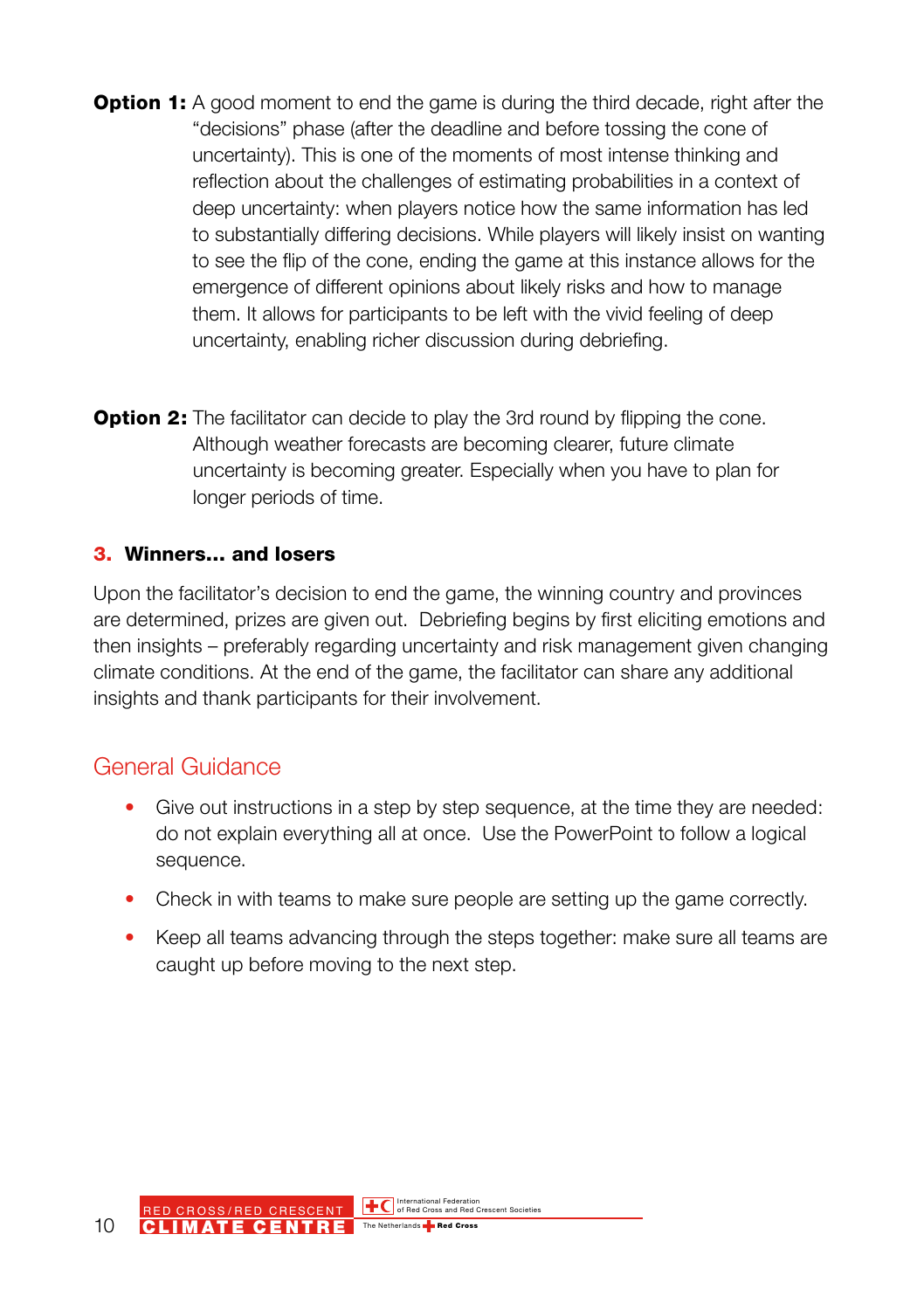**Option 1:** A good moment to end the game is during the third decade, right after the "decisions" phase (after the deadline and before tossing the cone of uncertainty). This is one of the moments of most intense thinking and reflection about the challenges of estimating probabilities in a context of deep uncertainty: when players notice how the same information has led to substantially differing decisions. While players will likely insist on wanting to see the flip of the cone, ending the game at this instance allows for the emergence of different opinions about likely risks and how to manage them. It allows for participants to be left with the vivid feeling of deep uncertainty, enabling richer discussion during debriefing.

**Option 2:** The facilitator can decide to play the 3rd round by flipping the cone. Although weather forecasts are becoming clearer, future climate uncertainty is becoming greater. Especially when you have to plan for longer periods of time.

### 3. Winners... and losers

Upon the facilitator's decision to end the game, the winning country and provinces are determined, prizes are given out. Debriefing begins by first eliciting emotions and then insights – preferably regarding uncertainty and risk management given changing climate conditions. At the end of the game, the facilitator can share any additional insights and thank participants for their involvement.

## General Guidance

- Give out instructions in a step by step sequence, at the time they are needed: do not explain everything all at once. Use the PowerPoint to follow a logical sequence.
- Check in with teams to make sure people are setting up the game correctly.
- Keep all teams advancing through the steps together: make sure all teams are caught up before moving to the next step.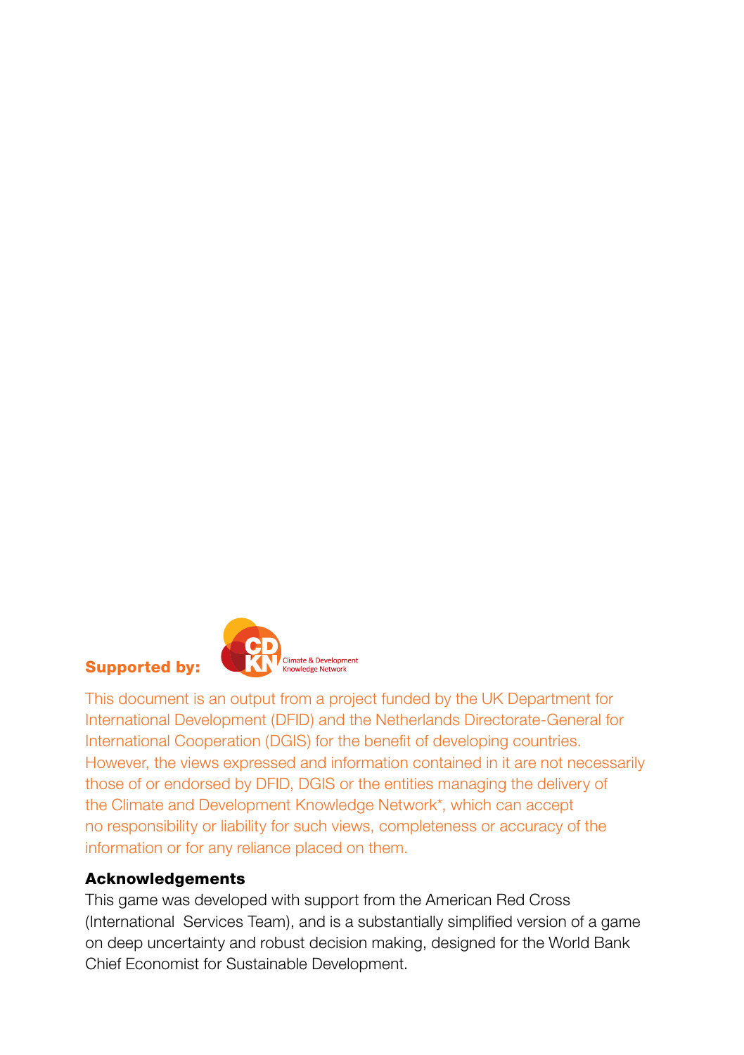**Supported by:** Climate & Development Knowledge Network

This document is an output from a project funded by the UK Department for International Development (DFID) and the Netherlands Directorate-General for International Cooperation (DGIS) for the benefit of developing countries. However, the views expressed and information contained in it are not necessarily those of or endorsed by DFID, DGIS or the entities managing the delivery of the Climate and Development Knowledge Network*, which can accept no responsibility or liability for such views, completeness or accuracy of the information or for any reliance placed on them.

**Acknowledgements**

This game was developed with support from the American Red Cross (International Services Team), and is a substantially simplified version of a game on deep uncertainty and robust decision making, designed for the World Bank Chief Economist for Sustainable Development.